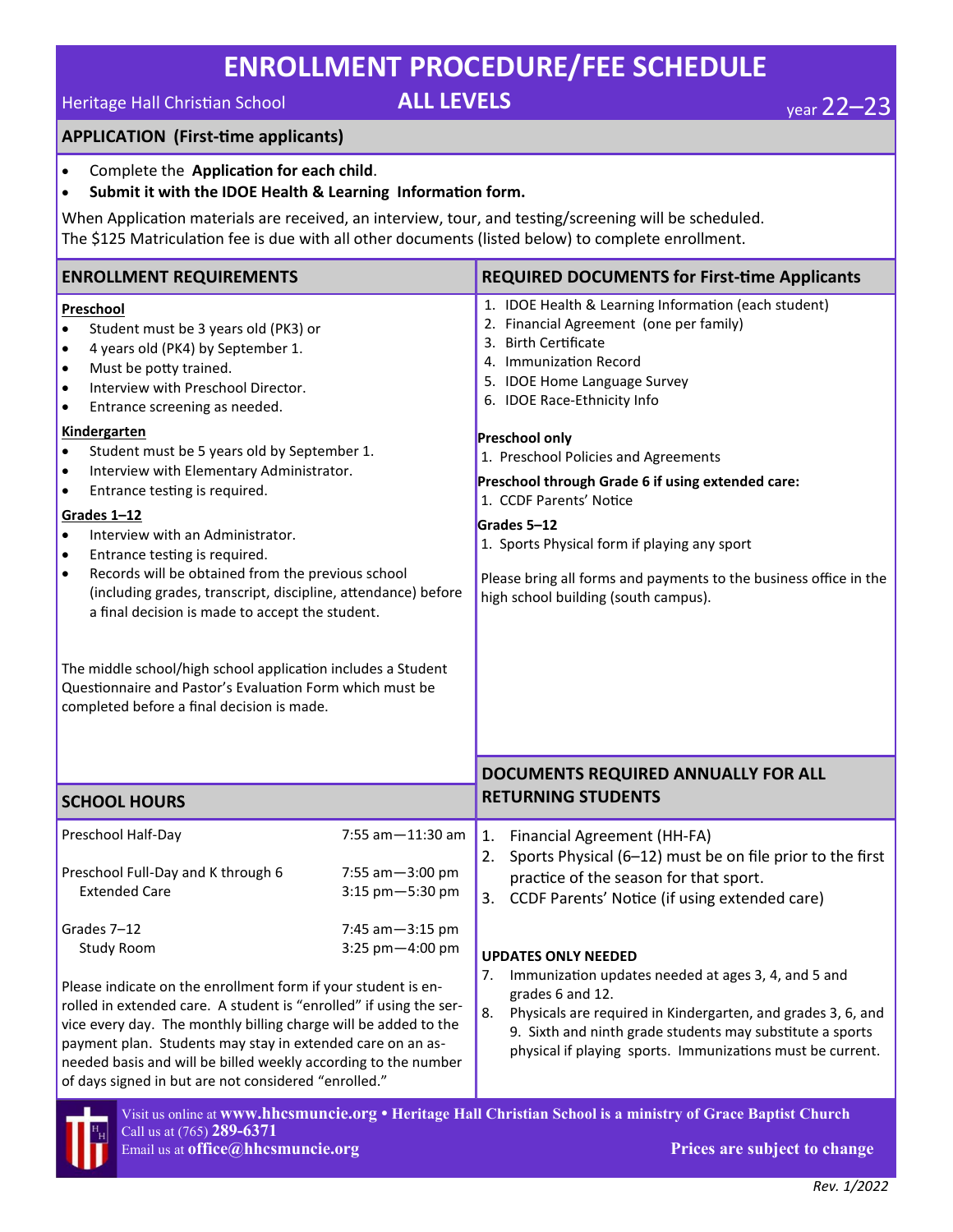# ENROLLMENT PROCEDURE/FEE SCHEDULE

Heritage Hall Christian School **ALL LEVELS** year 22–23

## APPLICATION (First-time applicants)

- Complete the **Application for each child**.
- **Submit it with the IDOE Health & Learning Information form.**

When Application materials are received, an interview, tour, and testing/screening will be scheduled.
The $125 Matriculation fee is due with all other documents (listed below) to complete enrollment.

## ENROLLMENT REQUIREMENTS

**Preschool**

- Student must be 3 years old (PK3) or
- 4 years old (PK4) by September 1.
- Must be potty trained.
- Interview with Preschool Director.
- Entrance screening as needed.

**Kindergarten**

- Student must be 5 years old by September 1.
- Interview with Elementary Administrator.
- Entrance testing is required.

**Grades 1–12**

- Interview with an Administrator.
- Entrance testing is required.
- Records will be obtained from the previous school (including grades, transcript, discipline, attendance) before a final decision is made to accept the student.

The middle school/high school application includes a Student Questionnaire and Pastor's Evaluation Form which must be completed before a final decision is made.

## REQUIRED DOCUMENTS for First-time Applicants

1. IDOE Health & Learning Information (each student)
2. Financial Agreement (one per family)
3. Birth Certificate
4. Immunization Record
5. IDOE Home Language Survey
6. IDOE Race-Ethnicity Info

**Preschool only**

1. Preschool Policies and Agreements

**Preschool through Grade 6 if using extended care:**

1. CCDF Parents' Notice

**Grades 5–12**

1. Sports Physical form if playing any sport

Please bring all forms and payments to the business office in the high school building (south campus).

## SCHOOL HOURS

| | |
|---|---|
| Preschool Half-Day | 7:55 am—11:30 am |
| Preschool Full-Day and K through 6 | 7:55 am—3:00 pm |
| Extended Care | 3:15 pm—5:30 pm |
| Grades 7–12 | 7:45 am—3:15 pm |
| Study Room | 3:25 pm—4:00 pm |

Please indicate on the enrollment form if your student is enrolled in extended care. A student is "enrolled" if using the service every day. The monthly billing charge will be added to the payment plan. Students may stay in extended care on an as-needed basis and will be billed weekly according to the number of days signed in but are not considered "enrolled."

## DOCUMENTS REQUIRED ANNUALLY FOR ALL RETURNING STUDENTS

1. Financial Agreement (HH-FA)
2. Sports Physical (6–12) must be on file prior to the first practice of the season for that sport.
3. CCDF Parents' Notice (if using extended care)

**UPDATES ONLY NEEDED**

7. Immunization updates needed at ages 3, 4, and 5 and grades 6 and 12.
8. Physicals are required in Kindergarten, and grades 3, 6, and 9. Sixth and ninth grade students may substitute a sports physical if playing sports. Immunizations must be current.

Visit us online at **www.hhcsmuncie.org** • **Heritage Hall Christian School is a ministry of Grace Baptist Church**
Call us at (765) **289-6371**
Email us at **office@hhcsmuncie.org**

**Prices are subject to change**

*Rev. 1/2022*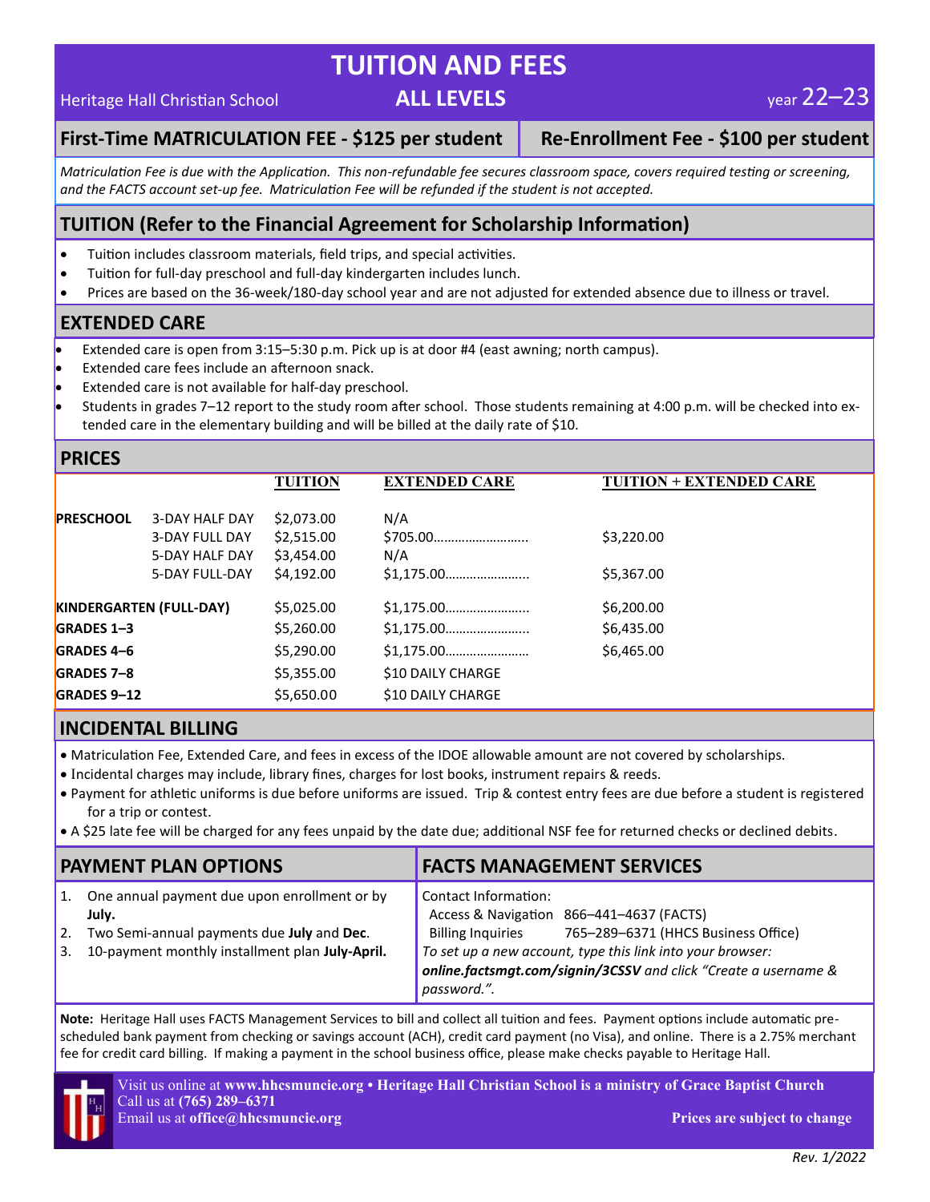# TUITION AND FEES

Heritage Hall Christian School **ALL LEVELS** year 22–23

## First-Time MATRICULATION FEE - $125 per student | Re-Enrollment Fee - $100 per student

*Matriculation Fee is due with the Application. This non-refundable fee secures classroom space, covers required testing or screening, and the FACTS account set-up fee. Matriculation Fee will be refunded if the student is not accepted.*

## TUITION (Refer to the Financial Agreement for Scholarship Information)

- Tuition includes classroom materials, field trips, and special activities.
- Tuition for full-day preschool and full-day kindergarten includes lunch.
- Prices are based on the 36-week/180-day school year and are not adjusted for extended absence due to illness or travel.

## EXTENDED CARE

- Extended care is open from 3:15–5:30 p.m. Pick up is at door #4 (east awning; north campus).
- Extended care fees include an afternoon snack.
- Extended care is not available for half-day preschool.
- Students in grades 7–12 report to the study room after school. Those students remaining at 4:00 p.m. will be checked into extended care in the elementary building and will be billed at the daily rate of $10.

## PRICES

| | | TUITION | EXTENDED CARE | TUITION + EXTENDED CARE |
|---|---|---|---|---|
| **PRESCHOOL** | 3-DAY HALF DAY | $2,073.00 | N/A | |
| | 3-DAY FULL DAY | $2,515.00 | $705.00 | $3,220.00 |
| | 5-DAY HALF DAY | $3,454.00 | N/A | |
| | 5-DAY FULL-DAY | $4,192.00 | $1,175.00 | $5,367.00 |
| **KINDERGARTEN (FULL-DAY)** | | $5,025.00 | $1,175.00 | $6,200.00 |
| **GRADES 1–3** | | $5,260.00 | $1,175.00 | $6,435.00 |
| **GRADES 4–6** | | $5,290.00 | $1,175.00 | $6,465.00 |
| **GRADES 7–8** | | $5,355.00 | $10 DAILY CHARGE | |
| **GRADES 9–12** | | $5,650.00 | $10 DAILY CHARGE | |

## INCIDENTAL BILLING

- Matriculation Fee, Extended Care, and fees in excess of the IDOE allowable amount are not covered by scholarships.
- Incidental charges may include, library fines, charges for lost books, instrument repairs & reeds.
- Payment for athletic uniforms is due before uniforms are issued. Trip & contest entry fees are due before a student is registered for a trip or contest.
- A $25 late fee will be charged for any fees unpaid by the date due; additional NSF fee for returned checks or declined debits.

## PAYMENT PLAN OPTIONS

1. One annual payment due upon enrollment or by **July.**
2. Two Semi-annual payments due **July** and **Dec**.
3. 10-payment monthly installment plan **July-April.**

## FACTS MANAGEMENT SERVICES

Contact Information:
Access & Navigation 866–441–4637 (FACTS)
Billing Inquiries 765–289–6371 (HHCS Business Office)
*To set up a new account, type this link into your browser:* ***online.factsmgt.com/signin/3CSSV*** *and click "Create a username & password.".*

**Note:** Heritage Hall uses FACTS Management Services to bill and collect all tuition and fees. Payment options include automatic pre-scheduled bank payment from checking or savings account (ACH), credit card payment (no Visa), and online. There is a 2.75% merchant fee for credit card billing. If making a payment in the school business office, please make checks payable to Heritage Hall.

Visit us online at **www.hhcsmuncie.org • Heritage Hall Christian School is a ministry of Grace Baptist Church**
Call us at **(765) 289–6371**
Email us at **office@hhcsmuncie.org**

**Prices are subject to change**

*Rev. 1/2022*